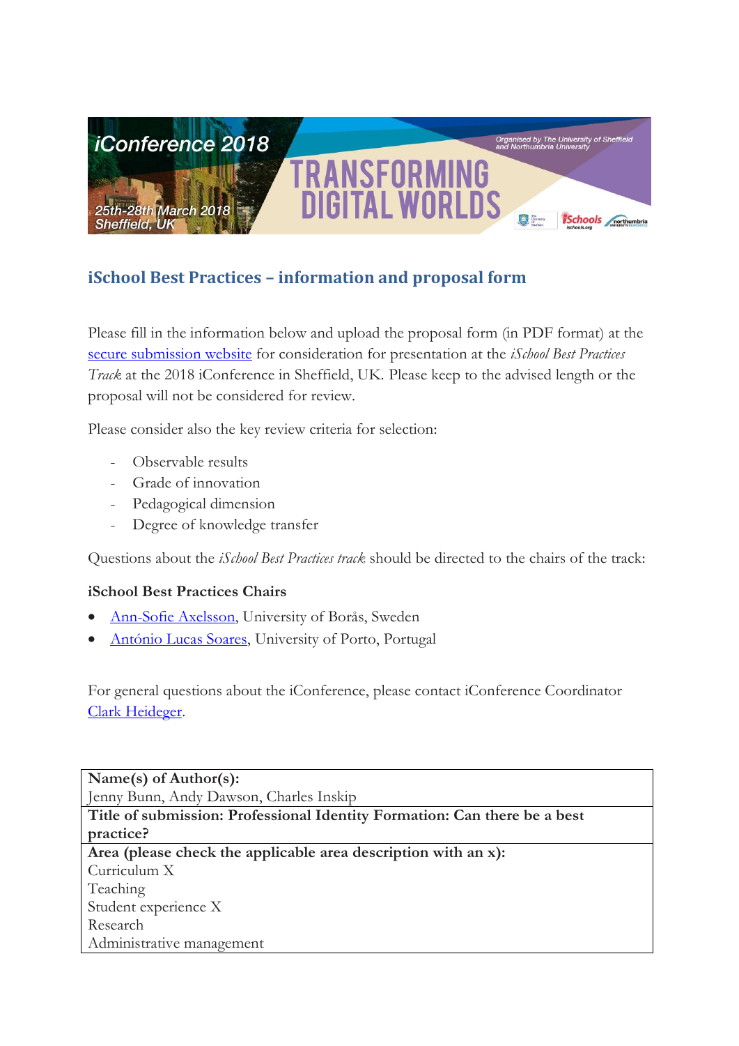## iSchool Best Practices – information and proposal form

Please fill in the information below and upload the proposal form (in PDF format) at the secure submission website for consideration for presentation at the *iSchool Best Practices Track* at the 2018 iConference in Sheffield, UK. Please keep to the advised length or the proposal will not be considered for review.

Please consider also the key review criteria for selection:

- Observable results
- Grade of innovation
- Pedagogical dimension
- Degree of knowledge transfer

Questions about the *iSchool Best Practices track* should be directed to the chairs of the track:

**iSchool Best Practices Chairs**

- Ann-Sofie Axelsson, University of Borås, Sweden
- António Lucas Soares, University of Porto, Portugal

For general questions about the iConference, please contact iConference Coordinator Clark Heideger.

| **Name(s) of Author(s):**<br>Jenny Bunn, Andy Dawson, Charles Inskip |
|---|
| **Title of submission: Professional Identity Formation: Can there be a best practice?** |
| **Area (please check the applicable area description with an x):**<br>Curriculum X<br>Teaching<br>Student experience X<br>Research<br>Administrative management |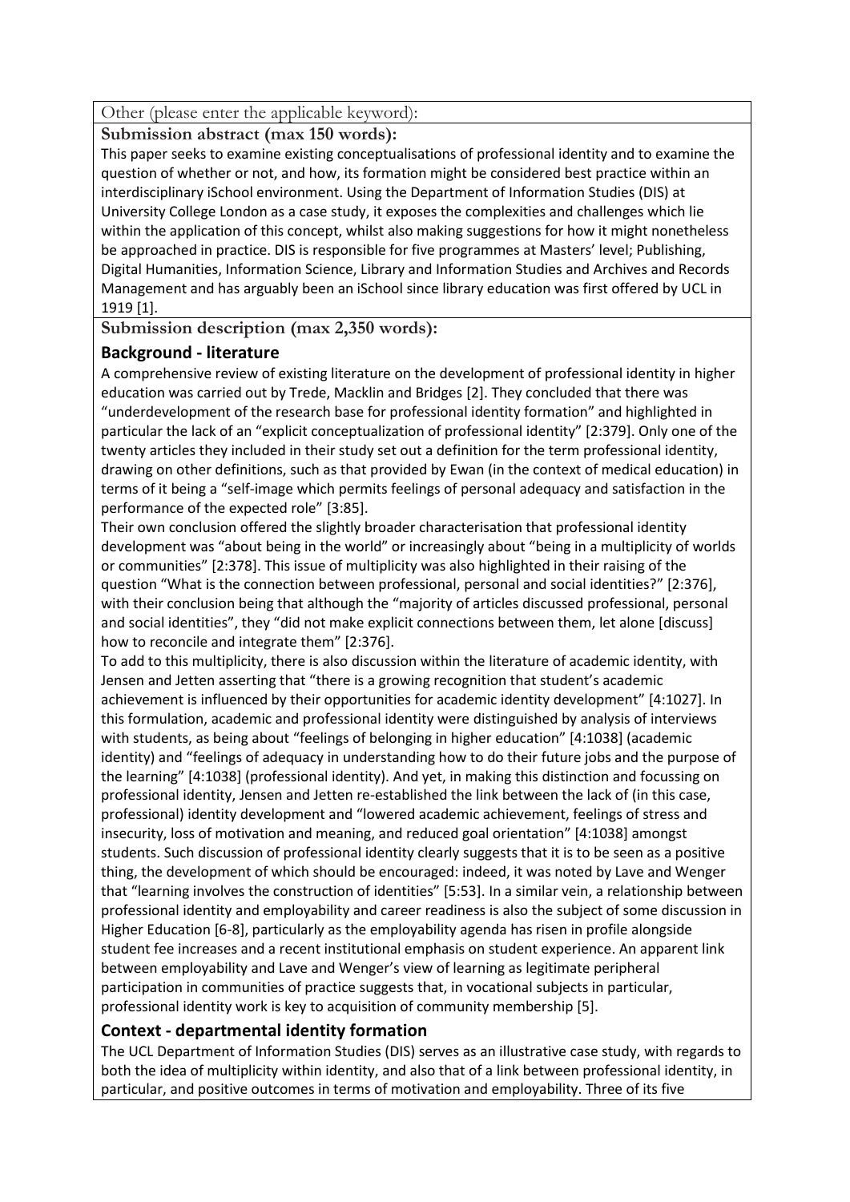Other (please enter the applicable keyword):

**Submission abstract (max 150 words):**

This paper seeks to examine existing conceptualisations of professional identity and to examine the question of whether or not, and how, its formation might be considered best practice within an interdisciplinary iSchool environment. Using the Department of Information Studies (DIS) at University College London as a case study, it exposes the complexities and challenges which lie within the application of this concept, whilst also making suggestions for how it might nonetheless be approached in practice. DIS is responsible for five programmes at Masters' level; Publishing, Digital Humanities, Information Science, Library and Information Studies and Archives and Records Management and has arguably been an iSchool since library education was first offered by UCL in 1919 [1].

**Submission description (max 2,350 words):**

## Background - literature

A comprehensive review of existing literature on the development of professional identity in higher education was carried out by Trede, Macklin and Bridges [2]. They concluded that there was "underdevelopment of the research base for professional identity formation" and highlighted in particular the lack of an "explicit conceptualization of professional identity" [2:379]. Only one of the twenty articles they included in their study set out a definition for the term professional identity, drawing on other definitions, such as that provided by Ewan (in the context of medical education) in terms of it being a "self-image which permits feelings of personal adequacy and satisfaction in the performance of the expected role" [3:85].

Their own conclusion offered the slightly broader characterisation that professional identity development was "about being in the world" or increasingly about "being in a multiplicity of worlds or communities" [2:378]. This issue of multiplicity was also highlighted in their raising of the question "What is the connection between professional, personal and social identities?" [2:376], with their conclusion being that although the "majority of articles discussed professional, personal and social identities", they "did not make explicit connections between them, let alone [discuss] how to reconcile and integrate them" [2:376].

To add to this multiplicity, there is also discussion within the literature of academic identity, with Jensen and Jetten asserting that "there is a growing recognition that student's academic achievement is influenced by their opportunities for academic identity development" [4:1027]. In this formulation, academic and professional identity were distinguished by analysis of interviews with students, as being about "feelings of belonging in higher education" [4:1038] (academic identity) and "feelings of adequacy in understanding how to do their future jobs and the purpose of the learning" [4:1038] (professional identity). And yet, in making this distinction and focussing on professional identity, Jensen and Jetten re-established the link between the lack of (in this case, professional) identity development and "lowered academic achievement, feelings of stress and insecurity, loss of motivation and meaning, and reduced goal orientation" [4:1038] amongst students. Such discussion of professional identity clearly suggests that it is to be seen as a positive thing, the development of which should be encouraged: indeed, it was noted by Lave and Wenger that "learning involves the construction of identities" [5:53]. In a similar vein, a relationship between professional identity and employability and career readiness is also the subject of some discussion in Higher Education [6-8], particularly as the employability agenda has risen in profile alongside student fee increases and a recent institutional emphasis on student experience. An apparent link between employability and Lave and Wenger's view of learning as legitimate peripheral participation in communities of practice suggests that, in vocational subjects in particular, professional identity work is key to acquisition of community membership [5].

## Context - departmental identity formation

The UCL Department of Information Studies (DIS) serves as an illustrative case study, with regards to both the idea of multiplicity within identity, and also that of a link between professional identity, in particular, and positive outcomes in terms of motivation and employability. Three of its five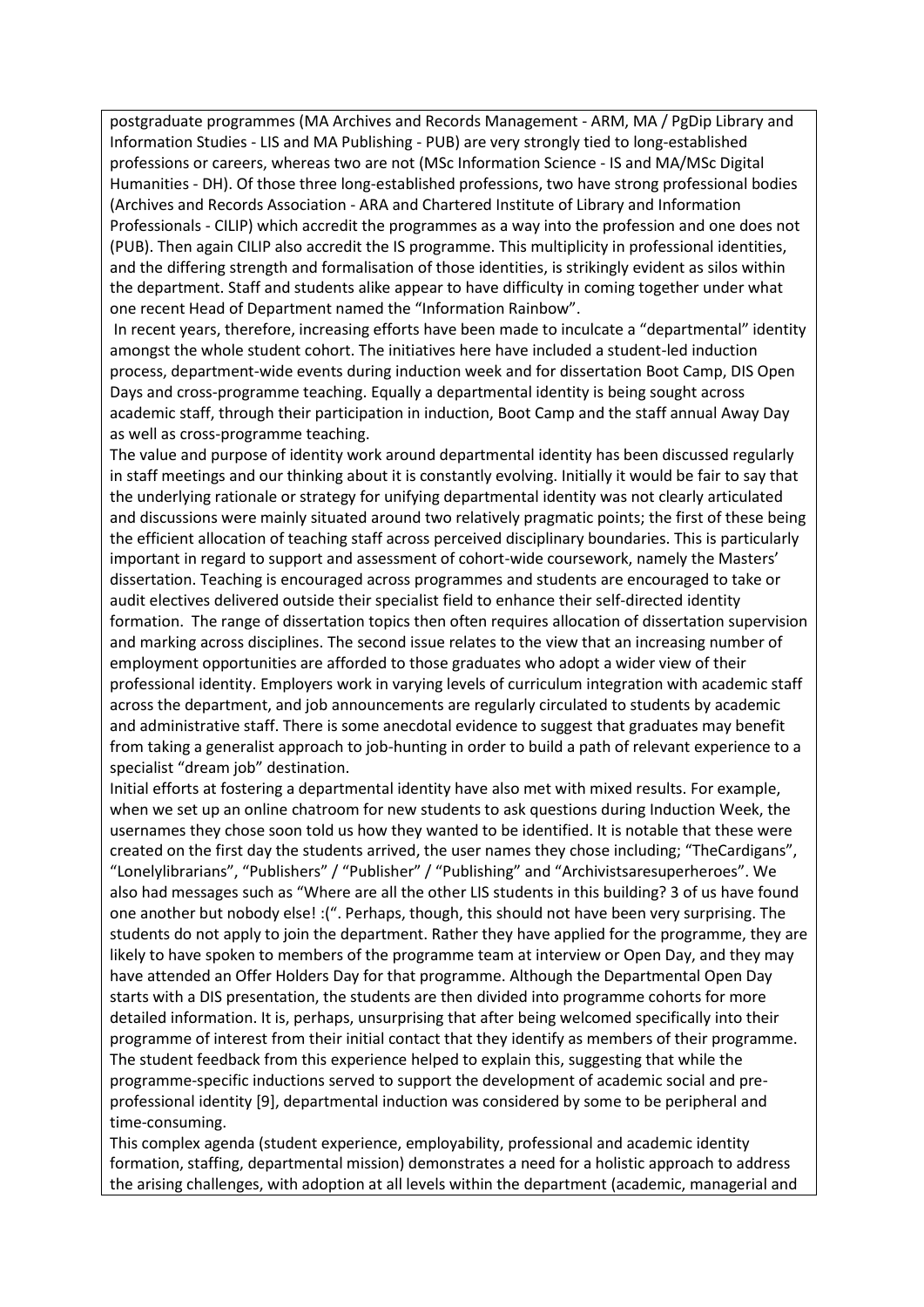postgraduate programmes (MA Archives and Records Management - ARM, MA / PgDip Library and Information Studies - LIS and MA Publishing - PUB) are very strongly tied to long-established professions or careers, whereas two are not (MSc Information Science - IS and MA/MSc Digital Humanities - DH). Of those three long-established professions, two have strong professional bodies (Archives and Records Association - ARA and Chartered Institute of Library and Information Professionals - CILIP) which accredit the programmes as a way into the profession and one does not (PUB). Then again CILIP also accredit the IS programme. This multiplicity in professional identities, and the differing strength and formalisation of those identities, is strikingly evident as silos within the department. Staff and students alike appear to have difficulty in coming together under what one recent Head of Department named the "Information Rainbow".

In recent years, therefore, increasing efforts have been made to inculcate a "departmental" identity amongst the whole student cohort. The initiatives here have included a student-led induction process, department-wide events during induction week and for dissertation Boot Camp, DIS Open Days and cross-programme teaching. Equally a departmental identity is being sought across academic staff, through their participation in induction, Boot Camp and the staff annual Away Day as well as cross-programme teaching.

The value and purpose of identity work around departmental identity has been discussed regularly in staff meetings and our thinking about it is constantly evolving. Initially it would be fair to say that the underlying rationale or strategy for unifying departmental identity was not clearly articulated and discussions were mainly situated around two relatively pragmatic points; the first of these being the efficient allocation of teaching staff across perceived disciplinary boundaries. This is particularly important in regard to support and assessment of cohort-wide coursework, namely the Masters' dissertation. Teaching is encouraged across programmes and students are encouraged to take or audit electives delivered outside their specialist field to enhance their self-directed identity formation. The range of dissertation topics then often requires allocation of dissertation supervision and marking across disciplines. The second issue relates to the view that an increasing number of employment opportunities are afforded to those graduates who adopt a wider view of their professional identity. Employers work in varying levels of curriculum integration with academic staff across the department, and job announcements are regularly circulated to students by academic and administrative staff. There is some anecdotal evidence to suggest that graduates may benefit from taking a generalist approach to job-hunting in order to build a path of relevant experience to a specialist "dream job" destination.

Initial efforts at fostering a departmental identity have also met with mixed results. For example, when we set up an online chatroom for new students to ask questions during Induction Week, the usernames they chose soon told us how they wanted to be identified. It is notable that these were created on the first day the students arrived, the user names they chose including; "TheCardigans", "Lonelylibrarians", "Publishers" / "Publisher" / "Publishing" and "Archivistsaresuperheroes". We also had messages such as "Where are all the other LIS students in this building? 3 of us have found one another but nobody else! :(". Perhaps, though, this should not have been very surprising. The students do not apply to join the department. Rather they have applied for the programme, they are likely to have spoken to members of the programme team at interview or Open Day, and they may have attended an Offer Holders Day for that programme. Although the Departmental Open Day starts with a DIS presentation, the students are then divided into programme cohorts for more detailed information. It is, perhaps, unsurprising that after being welcomed specifically into their programme of interest from their initial contact that they identify as members of their programme. The student feedback from this experience helped to explain this, suggesting that while the programme-specific inductions served to support the development of academic social and pre-professional identity [9], departmental induction was considered by some to be peripheral and time-consuming.

This complex agenda (student experience, employability, professional and academic identity formation, staffing, departmental mission) demonstrates a need for a holistic approach to address the arising challenges, with adoption at all levels within the department (academic, managerial and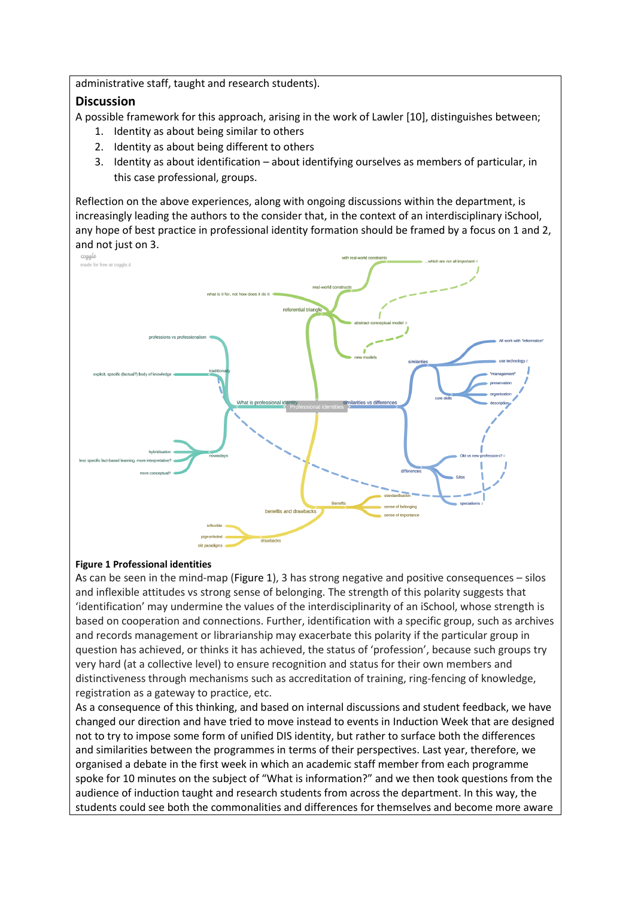administrative staff, taught and research students).

## Discussion

A possible framework for this approach, arising in the work of Lawler [10], distinguishes between;

1. Identity as about being similar to others
2. Identity as about being different to others
3. Identity as about identification – about identifying ourselves as members of particular, in this case professional, groups.

Reflection on the above experiences, along with ongoing discussions within the department, is increasingly leading the authors to the consider that, in the context of an interdisciplinary iSchool, any hope of best practice in professional identity formation should be framed by a focus on 1 and 2, and not just on 3.

**Figure 1 Professional identities**

As can be seen in the mind-map (Figure 1), 3 has strong negative and positive consequences – silos and inflexible attitudes vs strong sense of belonging. The strength of this polarity suggests that 'identification' may undermine the values of the interdisciplinarity of an iSchool, whose strength is based on cooperation and connections. Further, identification with a specific group, such as archives and records management or librarianship may exacerbate this polarity if the particular group in question has achieved, or thinks it has achieved, the status of 'profession', because such groups try very hard (at a collective level) to ensure recognition and status for their own members and distinctiveness through mechanisms such as accreditation of training, ring-fencing of knowledge, registration as a gateway to practice, etc.

As a consequence of this thinking, and based on internal discussions and student feedback, we have changed our direction and have tried to move instead to events in Induction Week that are designed not to try to impose some form of unified DIS identity, but rather to surface both the differences and similarities between the programmes in terms of their perspectives. Last year, therefore, we organised a debate in the first week in which an academic staff member from each programme spoke for 10 minutes on the subject of "What is information?" and we then took questions from the audience of induction taught and research students from across the department. In this way, the students could see both the commonalities and differences for themselves and become more aware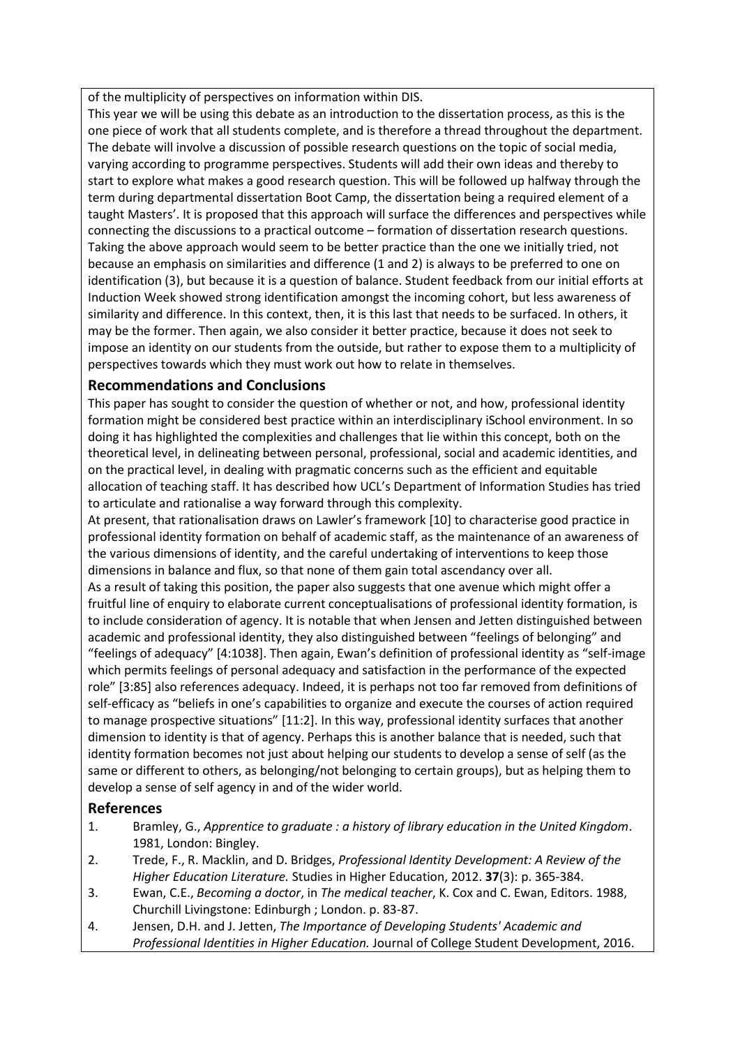of the multiplicity of perspectives on information within DIS.

This year we will be using this debate as an introduction to the dissertation process, as this is the one piece of work that all students complete, and is therefore a thread throughout the department. The debate will involve a discussion of possible research questions on the topic of social media, varying according to programme perspectives. Students will add their own ideas and thereby to start to explore what makes a good research question. This will be followed up halfway through the term during departmental dissertation Boot Camp, the dissertation being a required element of a taught Masters'. It is proposed that this approach will surface the differences and perspectives while connecting the discussions to a practical outcome – formation of dissertation research questions.

Taking the above approach would seem to be better practice than the one we initially tried, not because an emphasis on similarities and difference (1 and 2) is always to be preferred to one on identification (3), but because it is a question of balance. Student feedback from our initial efforts at Induction Week showed strong identification amongst the incoming cohort, but less awareness of similarity and difference. In this context, then, it is this last that needs to be surfaced. In others, it may be the former. Then again, we also consider it better practice, because it does not seek to impose an identity on our students from the outside, but rather to expose them to a multiplicity of perspectives towards which they must work out how to relate in themselves.

## Recommendations and Conclusions

This paper has sought to consider the question of whether or not, and how, professional identity formation might be considered best practice within an interdisciplinary iSchool environment. In so doing it has highlighted the complexities and challenges that lie within this concept, both on the theoretical level, in delineating between personal, professional, social and academic identities, and on the practical level, in dealing with pragmatic concerns such as the efficient and equitable allocation of teaching staff. It has described how UCL's Department of Information Studies has tried to articulate and rationalise a way forward through this complexity.

At present, that rationalisation draws on Lawler's framework [10] to characterise good practice in professional identity formation on behalf of academic staff, as the maintenance of an awareness of the various dimensions of identity, and the careful undertaking of interventions to keep those dimensions in balance and flux, so that none of them gain total ascendancy over all.

As a result of taking this position, the paper also suggests that one avenue which might offer a fruitful line of enquiry to elaborate current conceptualisations of professional identity formation, is to include consideration of agency. It is notable that when Jensen and Jetten distinguished between academic and professional identity, they also distinguished between "feelings of belonging" and "feelings of adequacy" [4:1038]. Then again, Ewan's definition of professional identity as "self-image which permits feelings of personal adequacy and satisfaction in the performance of the expected role" [3:85] also references adequacy. Indeed, it is perhaps not too far removed from definitions of self-efficacy as "beliefs in one's capabilities to organize and execute the courses of action required to manage prospective situations" [11:2]. In this way, professional identity surfaces that another dimension to identity is that of agency. Perhaps this is another balance that is needed, such that identity formation becomes not just about helping our students to develop a sense of self (as the same or different to others, as belonging/not belonging to certain groups), but as helping them to develop a sense of self agency in and of the wider world.

## References

1. Bramley, G., *Apprentice to graduate : a history of library education in the United Kingdom*. 1981, London: Bingley.
2. Trede, F., R. Macklin, and D. Bridges, *Professional Identity Development: A Review of the Higher Education Literature.* Studies in Higher Education, 2012. **37**(3): p. 365-384.
3. Ewan, C.E., *Becoming a doctor*, in *The medical teacher*, K. Cox and C. Ewan, Editors. 1988, Churchill Livingstone: Edinburgh ; London. p. 83-87.
4. Jensen, D.H. and J. Jetten, *The Importance of Developing Students' Academic and Professional Identities in Higher Education.* Journal of College Student Development, 2016.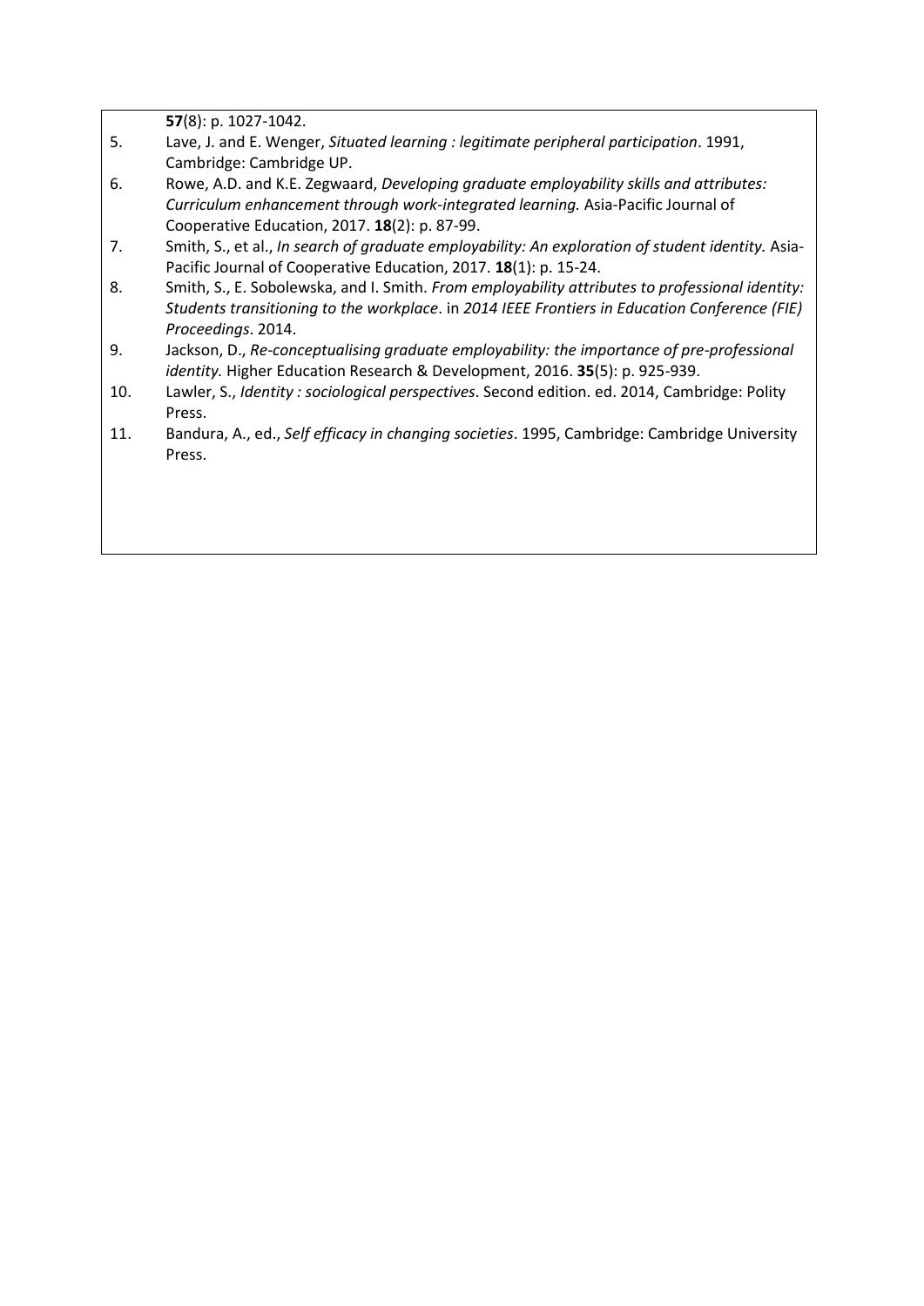**57**(8): p. 1027-1042.

5. Lave, J. and E. Wenger, *Situated learning : legitimate peripheral participation*. 1991, Cambridge: Cambridge UP.
6. Rowe, A.D. and K.E. Zegwaard, *Developing graduate employability skills and attributes: Curriculum enhancement through work-integrated learning.* Asia-Pacific Journal of Cooperative Education, 2017. **18**(2): p. 87-99.
7. Smith, S., et al., *In search of graduate employability: An exploration of student identity.* Asia-Pacific Journal of Cooperative Education, 2017. **18**(1): p. 15-24.
8. Smith, S., E. Sobolewska, and I. Smith. *From employability attributes to professional identity: Students transitioning to the workplace*. in *2014 IEEE Frontiers in Education Conference (FIE) Proceedings*. 2014.
9. Jackson, D., *Re-conceptualising graduate employability: the importance of pre-professional identity.* Higher Education Research & Development, 2016. **35**(5): p. 925-939.
10. Lawler, S., *Identity : sociological perspectives*. Second edition. ed. 2014, Cambridge: Polity Press.
11. Bandura, A., ed., *Self efficacy in changing societies*. 1995, Cambridge: Cambridge University Press.